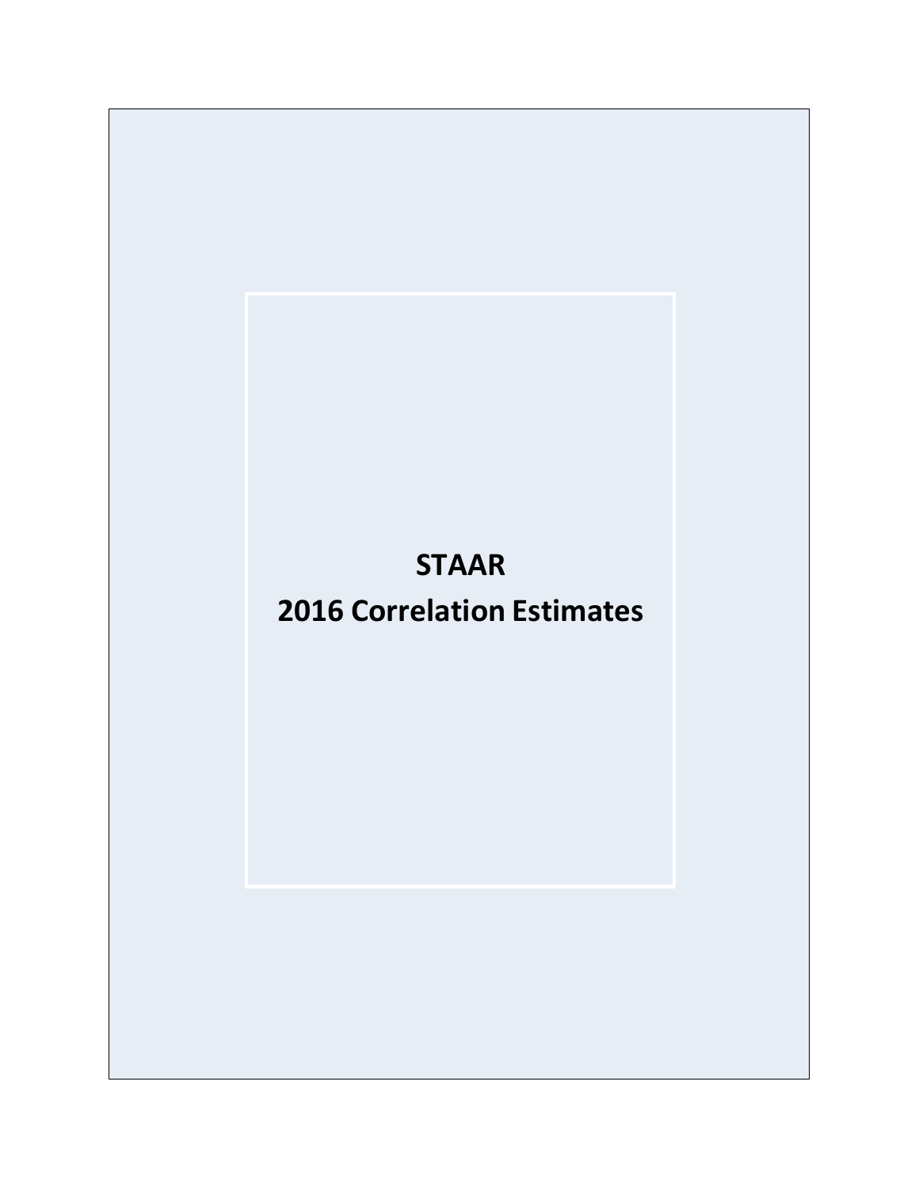# STAAR

# 2016 Correlation Estimates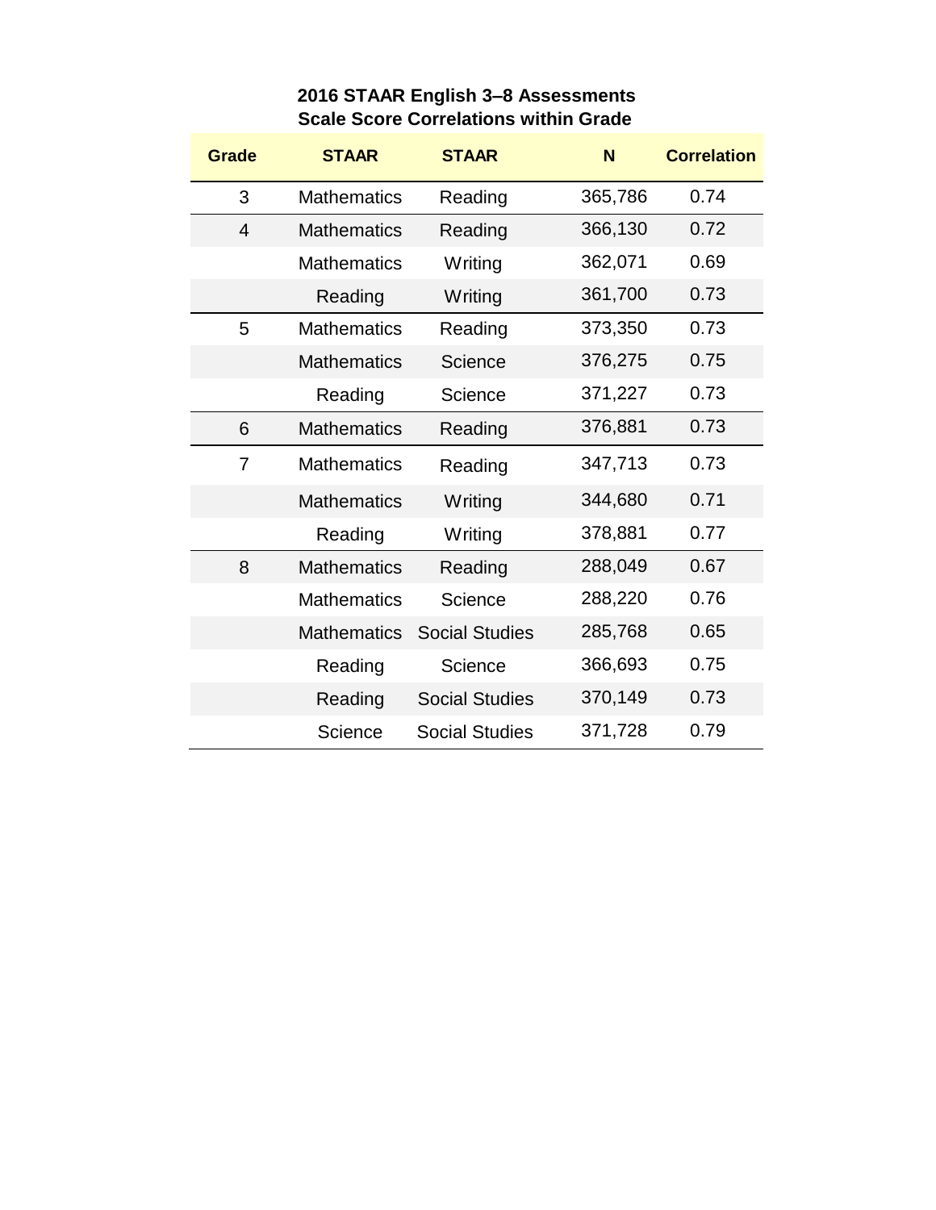**2016 STAAR English 3–8 Assessments**
**Scale Score Correlations within Grade**

| Grade | STAAR | STAAR | N | Correlation |
|---|---|---|---|---|
| 3 | Mathematics | Reading | 365,786 | 0.74 |
| 4 | Mathematics | Reading | 366,130 | 0.72 |
| | Mathematics | Writing | 362,071 | 0.69 |
| | Reading | Writing | 361,700 | 0.73 |
| 5 | Mathematics | Reading | 373,350 | 0.73 |
| | Mathematics | Science | 376,275 | 0.75 |
| | Reading | Science | 371,227 | 0.73 |
| 6 | Mathematics | Reading | 376,881 | 0.73 |
| 7 | Mathematics | Reading | 347,713 | 0.73 |
| | Mathematics | Writing | 344,680 | 0.71 |
| | Reading | Writing | 378,881 | 0.77 |
| 8 | Mathematics | Reading | 288,049 | 0.67 |
| | Mathematics | Science | 288,220 | 0.76 |
| | Mathematics | Social Studies | 285,768 | 0.65 |
| | Reading | Science | 366,693 | 0.75 |
| | Reading | Social Studies | 370,149 | 0.73 |
| | Science | Social Studies | 371,728 | 0.79 |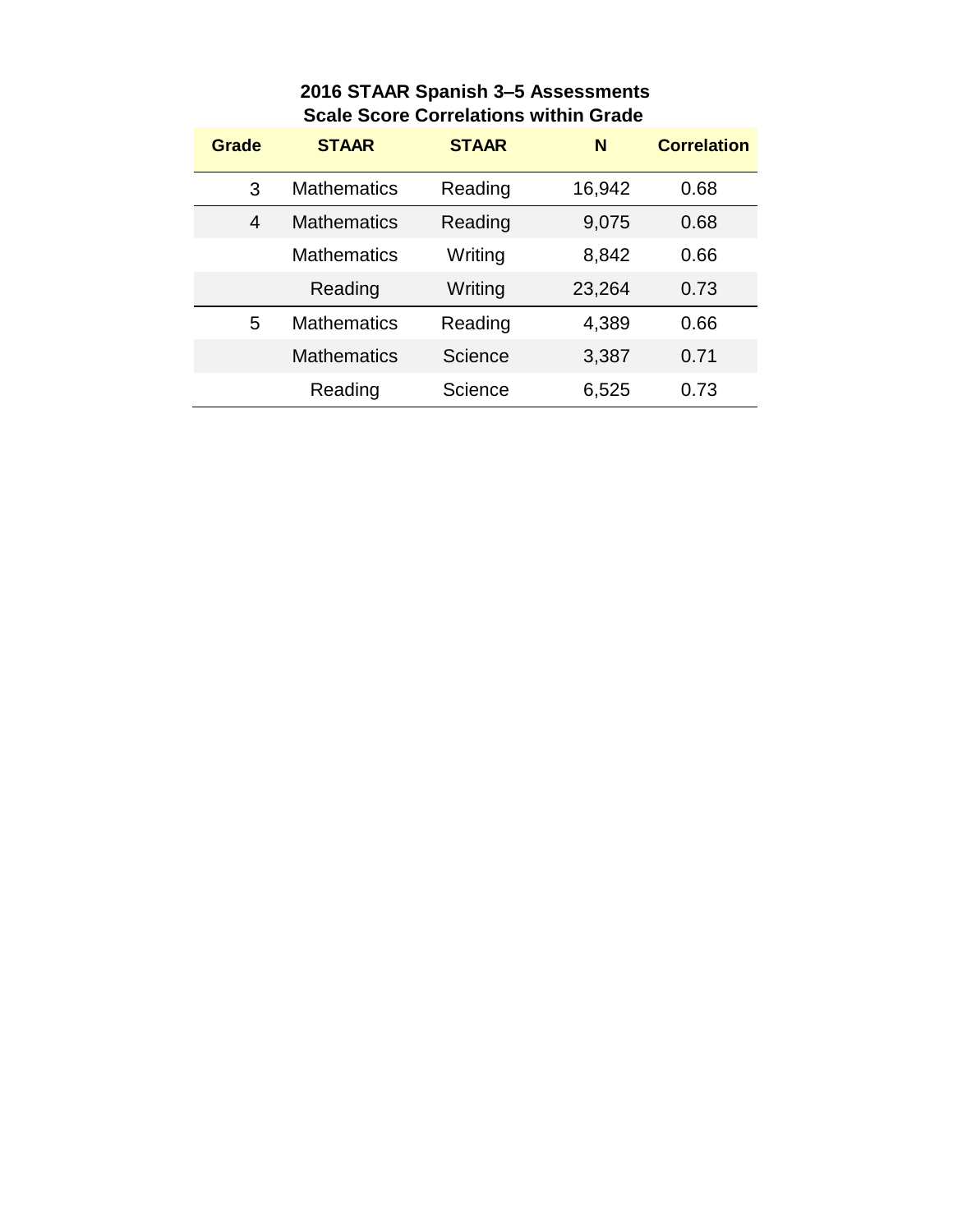## 2016 STAAR Spanish 3–5 Assessments
## Scale Score Correlations within Grade

| Grade | STAAR | STAAR | N | Correlation |
|---|---|---|---|---|
| 3 | Mathematics | Reading | 16,942 | 0.68 |
| 4 | Mathematics | Reading | 9,075 | 0.68 |
| | Mathematics | Writing | 8,842 | 0.66 |
| | Reading | Writing | 23,264 | 0.73 |
| 5 | Mathematics | Reading | 4,389 | 0.66 |
| | Mathematics | Science | 3,387 | 0.71 |
| | Reading | Science | 6,525 | 0.73 |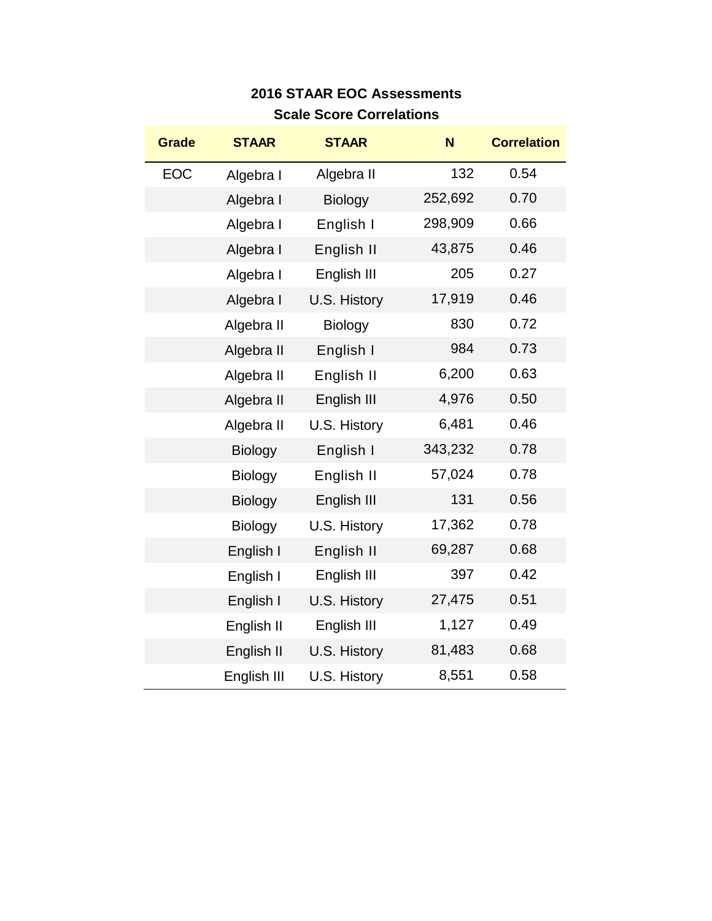**2016 STAAR EOC Assessments**
**Scale Score Correlations**

| Grade | STAAR | STAAR | N | Correlation |
|---|---|---|---|---|
| EOC | Algebra I | Algebra II | 132 | 0.54 |
| | Algebra I | Biology | 252,692 | 0.70 |
| | Algebra I | English I | 298,909 | 0.66 |
| | Algebra I | English II | 43,875 | 0.46 |
| | Algebra I | English III | 205 | 0.27 |
| | Algebra I | U.S. History | 17,919 | 0.46 |
| | Algebra II | Biology | 830 | 0.72 |
| | Algebra II | English I | 984 | 0.73 |
| | Algebra II | English II | 6,200 | 0.63 |
| | Algebra II | English III | 4,976 | 0.50 |
| | Algebra II | U.S. History | 6,481 | 0.46 |
| | Biology | English I | 343,232 | 0.78 |
| | Biology | English II | 57,024 | 0.78 |
| | Biology | English III | 131 | 0.56 |
| | Biology | U.S. History | 17,362 | 0.78 |
| | English I | English II | 69,287 | 0.68 |
| | English I | English III | 397 | 0.42 |
| | English I | U.S. History | 27,475 | 0.51 |
| | English II | English III | 1,127 | 0.49 |
| | English II | U.S. History | 81,483 | 0.68 |
| | English III | U.S. History | 8,551 | 0.58 |